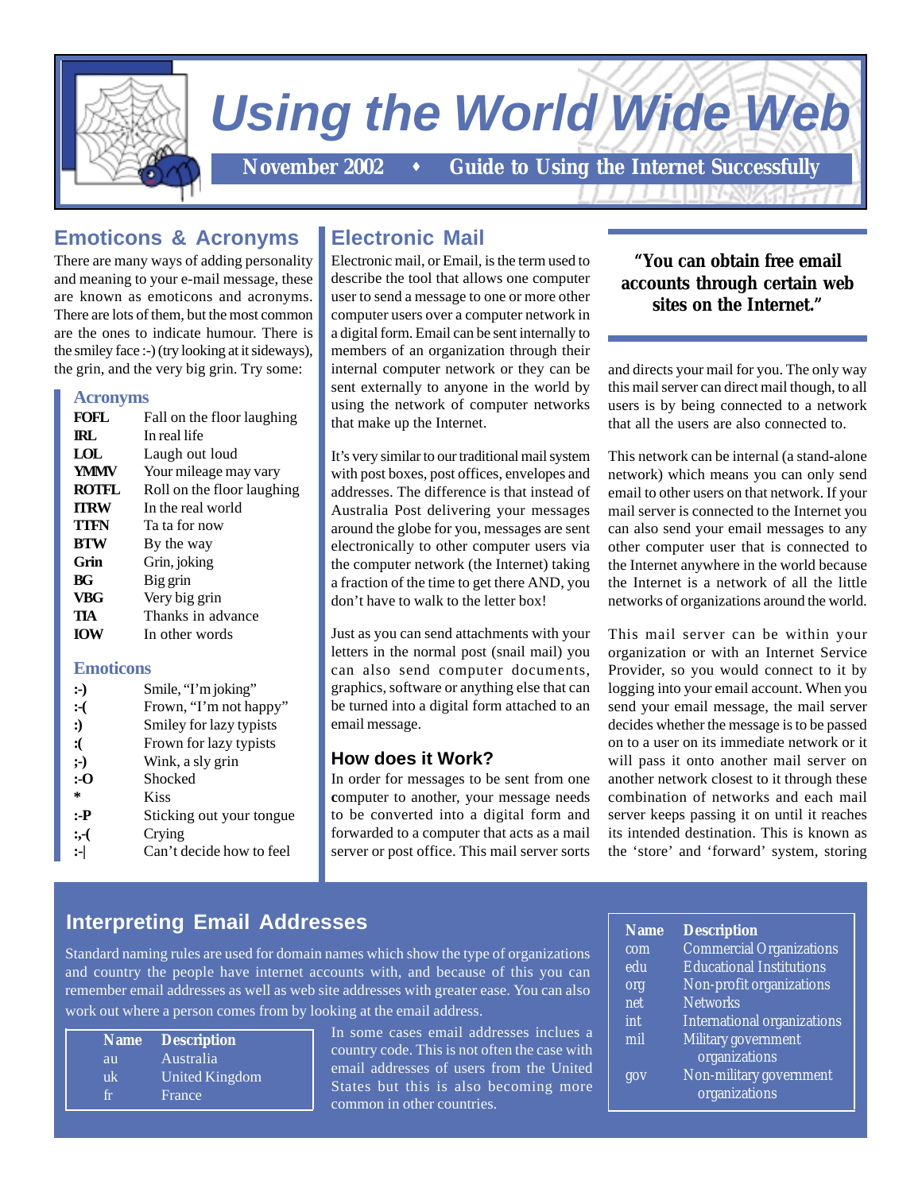# Using the World Wide Web

**November 2002 ♦ Guide to Using the Internet Successfully**

## Emoticons & Acronyms

There are many ways of adding personality and meaning to your e-mail message, these are known as emoticons and acronyms. There are lots of them, but the most common are the ones to indicate humour. There is the smiley face :-) (try looking at it sideways), the grin, and the very big grin. Try some:

### Acronyms

| | |
|---|---|
| **FOFL** | Fall on the floor laughing |
| **IRL** | In real life |
| **LOL** | Laugh out loud |
| **YMMV** | Your mileage may vary |
| **ROTFL** | Roll on the floor laughing |
| **ITRW** | In the real world |
| **TTFN** | Ta ta for now |
| **BTW** | By the way |
| **Grin** | Grin, joking |
| **BG** | Big grin |
| **VBG** | Very big grin |
| **TIA** | Thanks in advance |
| **IOW** | In other words |

### Emoticons

| | |
|---|---|
| **:-)** | Smile, "I'm joking" |
| **:-(** | Frown, "I'm not happy" |
| **:)** | Smiley for lazy typists |
| **:(** | Frown for lazy typists |
| **;-)** | Wink, a sly grin |
| **:-O** | Shocked |
| **\*** | Kiss |
| **:-P** | Sticking out your tongue |
| **:,-(** | Crying |
| **:-\|** | Can't decide how to feel |

## Electronic Mail

Electronic mail, or Email, is the term used to describe the tool that allows one computer user to send a message to one or more other computer users over a computer network in a digital form. Email can be sent internally to members of an organization through their internal computer network or they can be sent externally to anyone in the world by using the network of computer networks that make up the Internet.

It's very similar to our traditional mail system with post boxes, post offices, envelopes and addresses. The difference is that instead of Australia Post delivering your messages around the globe for you, messages are sent electronically to other computer users via the computer network (the Internet) taking a fraction of the time to get there AND, you don't have to walk to the letter box!

Just as you can send attachments with your letters in the normal post (snail mail) you can also send computer documents, graphics, software or anything else that can be turned into a digital form attached to an email message.

### How does it Work?

In order for messages to be sent from one computer to another, your message needs to be converted into a digital form and forwarded to a computer that acts as a mail server or post office. This mail server sorts and directs your mail for you. The only way this mail server can direct mail though, to all users is by being connected to a network that all the users are also connected to.

> **"You can obtain free email accounts through certain web sites on the Internet."**

This network can be internal (a stand-alone network) which means you can only send email to other users on that network. If your mail server is connected to the Internet you can also send your email messages to any other computer user that is connected to the Internet anywhere in the world because the Internet is a network of all the little networks of organizations around the world.

This mail server can be within your organization or with an Internet Service Provider, so you would connect to it by logging into your email account. When you send your email message, the mail server decides whether the message is to be passed on to a user on its immediate network or it will pass it onto another mail server on another network closest to it through these combination of networks and each mail server keeps passing it on until it reaches its intended destination. This is known as the 'store' and 'forward' system, storing

## Interpreting Email Addresses

Standard naming rules are used for domain names which show the type of organizations and country the people have internet accounts with, and because of this you can remember email addresses as well as web site addresses with greater ease. You can also work out where a person comes from by looking at the email address.

| Name | Description |
|---|---|
| au | Australia |
| uk | United Kingdom |
| fr | France |

In some cases email addresses inclues a country code. This is not often the case with email addresses of users from the United States but this is also becoming more common in other countries.

| Name | Description |
|---|---|
| com | Commercial Organizations |
| edu | Educational Institutions |
| org | Non-profit organizations |
| net | Networks |
| int | International organizations |
| mil | Military government organizations |
| gov | Non-military government organizations |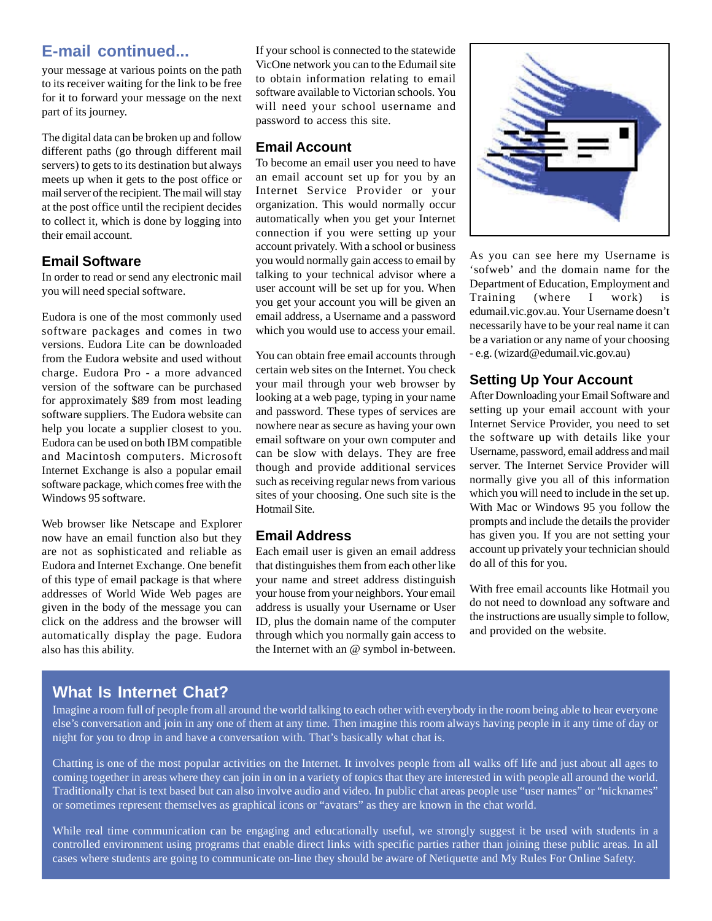## E-mail continued...

your message at various points on the path to its receiver waiting for the link to be free for it to forward your message on the next part of its journey.

The digital data can be broken up and follow different paths (go through different mail servers) to gets to its destination but always meets up when it gets to the post office or mail server of the recipient. The mail will stay at the post office until the recipient decides to collect it, which is done by logging into their email account.

### Email Software

In order to read or send any electronic mail you will need special software.

Eudora is one of the most commonly used software packages and comes in two versions. Eudora Lite can be downloaded from the Eudora website and used without charge. Eudora Pro - a more advanced version of the software can be purchased for approximately $89 from most leading software suppliers. The Eudora website can help you locate a supplier closest to you. Eudora can be used on both IBM compatible and Macintosh computers. Microsoft Internet Exchange is also a popular email software package, which comes free with the Windows 95 software.

Web browser like Netscape and Explorer now have an email function also but they are not as sophisticated and reliable as Eudora and Internet Exchange. One benefit of this type of email package is that where addresses of World Wide Web pages are given in the body of the message you can click on the address and the browser will automatically display the page. Eudora also has this ability.

If your school is connected to the statewide VicOne network you can to the Edumail site to obtain information relating to email software available to Victorian schools. You will need your school username and password to access this site.

### Email Account

To become an email user you need to have an email account set up for you by an Internet Service Provider or your organization. This would normally occur automatically when you get your Internet connection if you were setting up your account privately. With a school or business you would normally gain access to email by talking to your technical advisor where a user account will be set up for you. When you get your account you will be given an email address, a Username and a password which you would use to access your email.

You can obtain free email accounts through certain web sites on the Internet. You check your mail through your web browser by looking at a web page, typing in your name and password. These types of services are nowhere near as secure as having your own email software on your own computer and can be slow with delays. They are free though and provide additional services such as receiving regular news from various sites of your choosing. One such site is the Hotmail Site.

### Email Address

Each email user is given an email address that distinguishes them from each other like your name and street address distinguish your house from your neighbors. Your email address is usually your Username or User ID, plus the domain name of the computer through which you normally gain access to the Internet with an @ symbol in-between.

As you can see here my Username is 'sofweb' and the domain name for the Department of Education, Employment and Training (where I work) is edumail.vic.gov.au. Your Username doesn't necessarily have to be your real name it can be a variation or any name of your choosing - e.g. (wizard@edumail.vic.gov.au)

### Setting Up Your Account

After Downloading your Email Software and setting up your email account with your Internet Service Provider, you need to set the software up with details like your Username, password, email address and mail server. The Internet Service Provider will normally give you all of this information which you will need to include in the set up. With Mac or Windows 95 you follow the prompts and include the details the provider has given you. If you are not setting your account up privately your technician should do all of this for you.

With free email accounts like Hotmail you do not need to download any software and the instructions are usually simple to follow, and provided on the website.

## What Is Internet Chat?

Imagine a room full of people from all around the world talking to each other with everybody in the room being able to hear everyone else's conversation and join in any one of them at any time. Then imagine this room always having people in it any time of day or night for you to drop in and have a conversation with. That's basically what chat is.

Chatting is one of the most popular activities on the Internet. It involves people from all walks off life and just about all ages to coming together in areas where they can join in on in a variety of topics that they are interested in with people all around the world. Traditionally chat is text based but can also involve audio and video. In public chat areas people use "user names" or "nicknames" or sometimes represent themselves as graphical icons or "avatars" as they are known in the chat world.

While real time communication can be engaging and educationally useful, we strongly suggest it be used with students in a controlled environment using programs that enable direct links with specific parties rather than joining these public areas. In all cases where students are going to communicate on-line they should be aware of Netiquette and My Rules For Online Safety.